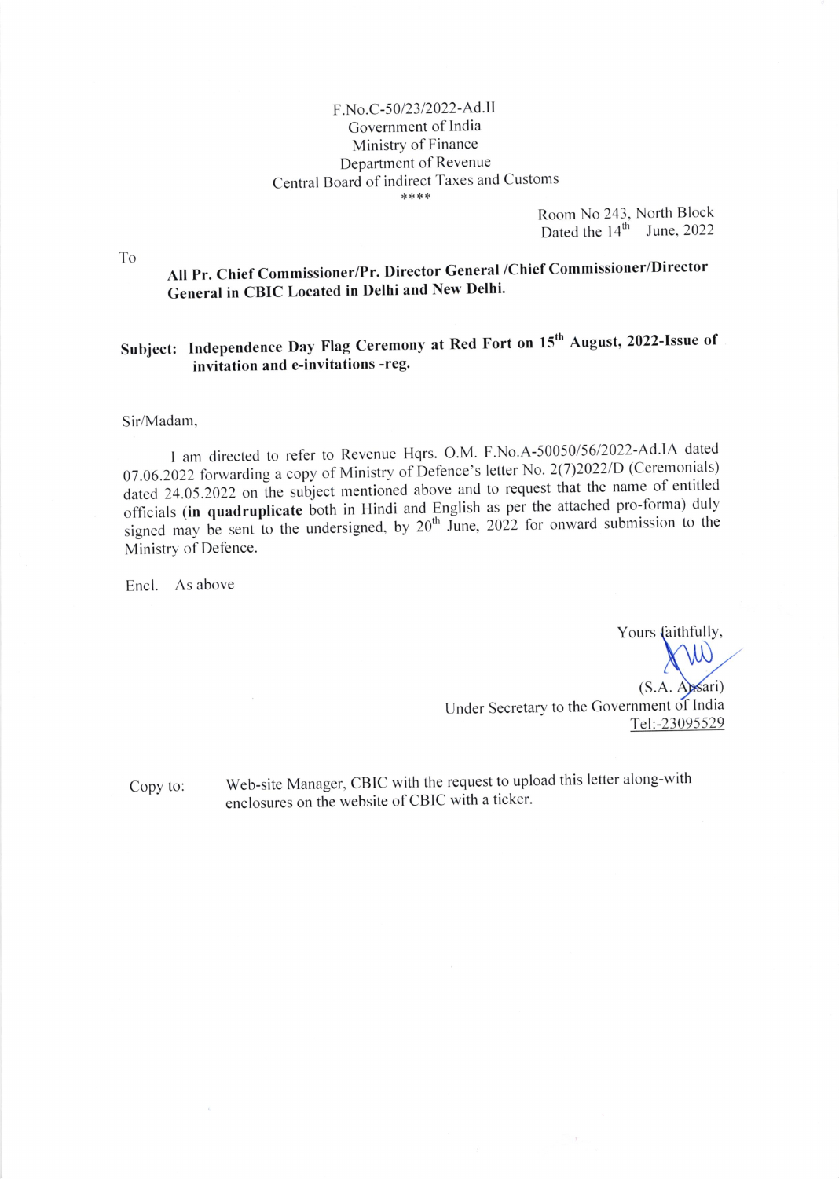F.No.C-50/23/2022-Ad.II
Government of India
Ministry of Finance
Department of Revenue
Central Board of indirect Taxes and Customs
\*\*\*\*

Room No 243, North Block
Dated the 14th June, 2022

To

**All Pr. Chief Commissioner/Pr. Director General /Chief Commissioner/Director General in CBIC Located in Delhi and New Delhi.**

**Subject: Independence Day Flag Ceremony at Red Fort on 15th August, 2022-Issue of invitation and e-invitations -reg.**

Sir/Madam,

I am directed to refer to Revenue Hqrs. O.M. F.No.A-50050/56/2022-Ad.IA dated 07.06.2022 forwarding a copy of Ministry of Defence's letter No. 2(7)2022/D (Ceremonials) dated 24.05.2022 on the subject mentioned above and to request that the name of entitled officials (**in quadruplicate** both in Hindi and English as per the attached pro-forma) duly signed may be sent to the undersigned, by 20th June, 2022 for onward submission to the Ministry of Defence.

Encl. As above

Yours faithfully,

(S.A. Ansari)
Under Secretary to the Government of India
Tel:-23095529

Copy to: Web-site Manager, CBIC with the request to upload this letter along-with enclosures on the website of CBIC with a ticker.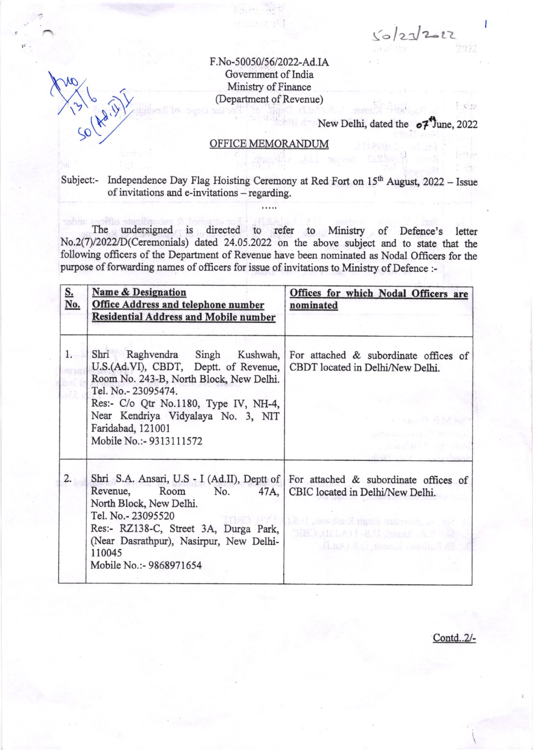F.No-50050/56/2022-Ad.IA
Government of India
Ministry of Finance
(Department of Revenue)

New Delhi, dated the 07th June, 2022

## OFFICE MEMORANDUM

Subject:- Independence Day Flag Hoisting Ceremony at Red Fort on 15th August, 2022 – Issue of invitations and e-invitations – regarding.

.....

The undersigned is directed to refer to Ministry of Defence's letter No.2(7)/2022/D(Ceremonials) dated 24.05.2022 on the above subject and to state that the following officers of the Department of Revenue have been nominated as Nodal Officers for the purpose of forwarding names of officers for issue of invitations to Ministry of Defence :-

| S. No. | Name & Designation<br>Office Address and telephone number<br>Residential Address and Mobile number | Offices for which Nodal Officers are nominated |
|---|---|---|
| 1. | Shri Raghvendra Singh Kushwah, U.S.(Ad.VI), CBDT, Deptt. of Revenue, Room No. 243-B, North Block, New Delhi.<br>Tel. No.- 23095474.<br>Res:- C/o Qtr No.1180, Type IV, NH-4, Near Kendriya Vidyalaya No. 3, NIT Faridabad, 121001<br>Mobile No.:- 9313111572 | For attached & subordinate offices of CBDT located in Delhi/New Delhi. |
| 2. | Shri S.A. Ansari, U.S - I (Ad.II), Deptt of Revenue, Room No. 47A, North Block, New Delhi.<br>Tel. No.- 23095520<br>Res:- RZ138-C, Street 3A, Durga Park, (Near Dasrathpur), Nasirpur, New Delhi-110045<br>Mobile No.:- 9868971654 | For attached & subordinate offices of CBIC located in Delhi/New Delhi. |

Contd..2/-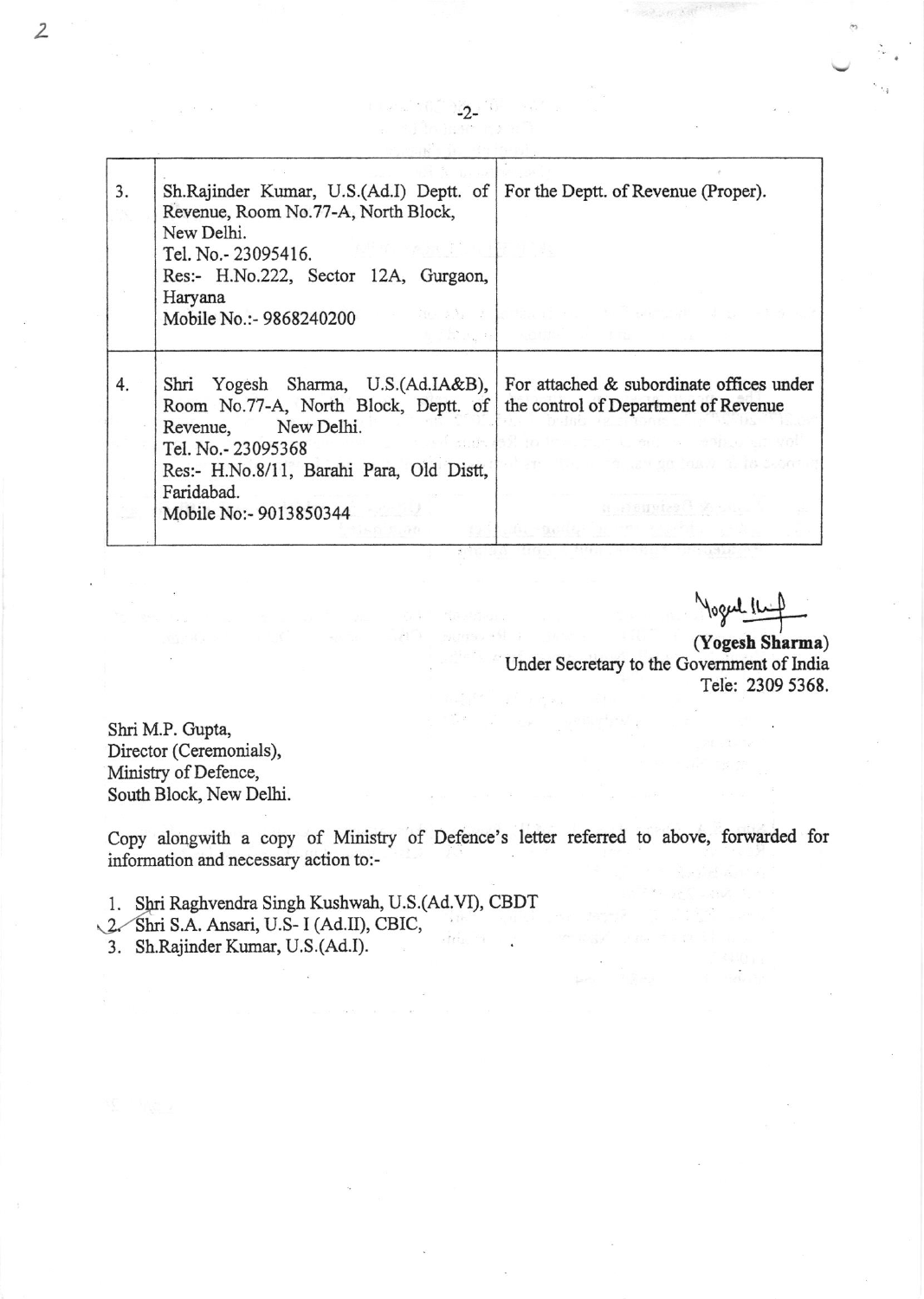| | | |
|---|---|---|
| 3. | Sh.Rajinder Kumar, U.S.(Ad.I) Deptt. of Revenue, Room No.77-A, North Block, New Delhi.<br>Tel. No.- 23095416.<br>Res:- H.No.222, Sector 12A, Gurgaon, Haryana<br>Mobile No.:- 9868240200 | For the Deptt. of Revenue (Proper). |
| 4. | Shri Yogesh Sharma, U.S.(Ad.IA&B), Room No.77-A, North Block, Deptt. of Revenue, New Delhi.<br>Tel. No.- 23095368<br>Res:- H.No.8/11, Barahi Para, Old Distt, Faridabad.<br>Mobile No:- 9013850344 | For attached & subordinate offices under the control of Department of Revenue |

**(Yogesh Sharma)**
Under Secretary to the Government of India
Tele: 2309 5368.

Shri M.P. Gupta,
Director (Ceremonials),
Ministry of Defence,
South Block, New Delhi.

Copy alongwith a copy of Ministry of Defence's letter referred to above, forwarded for information and necessary action to:-

1. Shri Raghvendra Singh Kushwah, U.S.(Ad.VI), CBDT
2. Shri S.A. Ansari, U.S- I (Ad.II), CBIC,
3. Sh.Rajinder Kumar, U.S.(Ad.I).